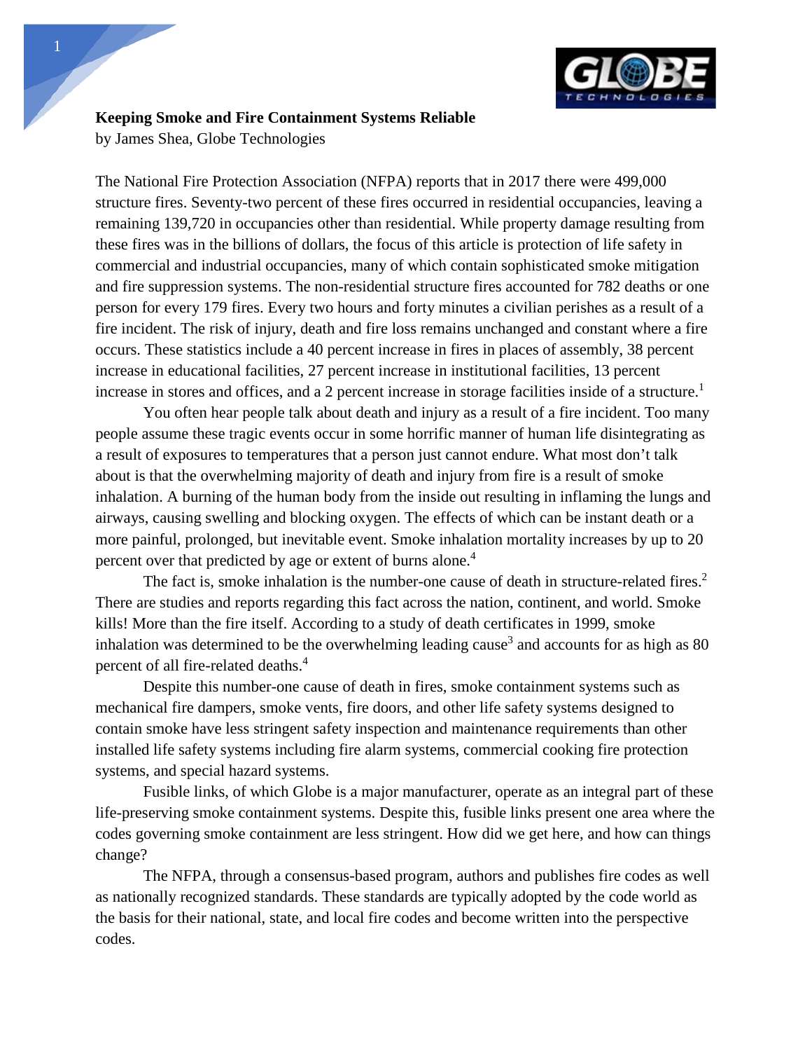**Keeping Smoke and Fire Containment Systems Reliable**
by James Shea, Globe Technologies

The National Fire Protection Association (NFPA) reports that in 2017 there were 499,000 structure fires. Seventy-two percent of these fires occurred in residential occupancies, leaving a remaining 139,720 in occupancies other than residential. While property damage resulting from these fires was in the billions of dollars, the focus of this article is protection of life safety in commercial and industrial occupancies, many of which contain sophisticated smoke mitigation and fire suppression systems. The non-residential structure fires accounted for 782 deaths or one person for every 179 fires. Every two hours and forty minutes a civilian perishes as a result of a fire incident. The risk of injury, death and fire loss remains unchanged and constant where a fire occurs. These statistics include a 40 percent increase in fires in places of assembly, 38 percent increase in educational facilities, 27 percent increase in institutional facilities, 13 percent increase in stores and offices, and a 2 percent increase in storage facilities inside of a structure.[1]

You often hear people talk about death and injury as a result of a fire incident. Too many people assume these tragic events occur in some horrific manner of human life disintegrating as a result of exposures to temperatures that a person just cannot endure. What most don't talk about is that the overwhelming majority of death and injury from fire is a result of smoke inhalation. A burning of the human body from the inside out resulting in inflaming the lungs and airways, causing swelling and blocking oxygen. The effects of which can be instant death or a more painful, prolonged, but inevitable event. Smoke inhalation mortality increases by up to 20 percent over that predicted by age or extent of burns alone.[4]

The fact is, smoke inhalation is the number-one cause of death in structure-related fires.[2] There are studies and reports regarding this fact across the nation, continent, and world. Smoke kills! More than the fire itself. According to a study of death certificates in 1999, smoke inhalation was determined to be the overwhelming leading cause[3] and accounts for as high as 80 percent of all fire-related deaths.[4]

Despite this number-one cause of death in fires, smoke containment systems such as mechanical fire dampers, smoke vents, fire doors, and other life safety systems designed to contain smoke have less stringent safety inspection and maintenance requirements than other installed life safety systems including fire alarm systems, commercial cooking fire protection systems, and special hazard systems.

Fusible links, of which Globe is a major manufacturer, operate as an integral part of these life-preserving smoke containment systems. Despite this, fusible links present one area where the codes governing smoke containment are less stringent. How did we get here, and how can things change?

The NFPA, through a consensus-based program, authors and publishes fire codes as well as nationally recognized standards. These standards are typically adopted by the code world as the basis for their national, state, and local fire codes and become written into the perspective codes.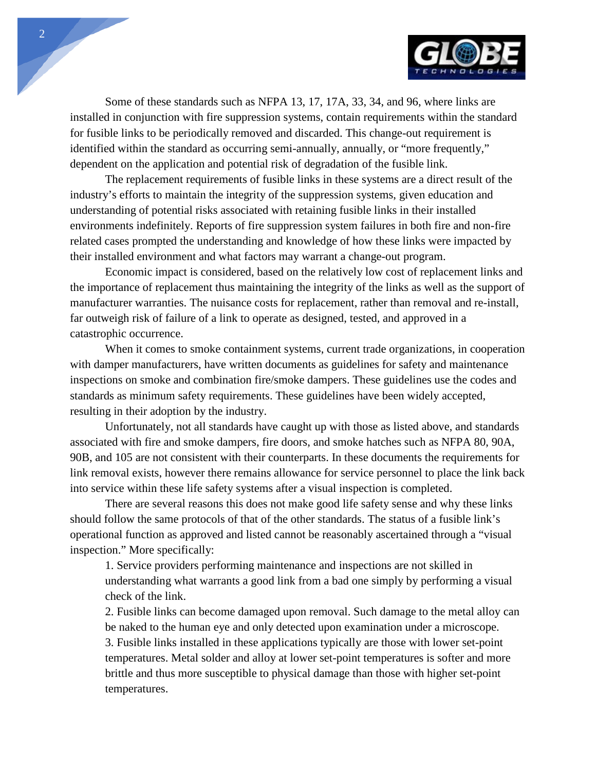Some of these standards such as NFPA 13, 17, 17A, 33, 34, and 96, where links are installed in conjunction with fire suppression systems, contain requirements within the standard for fusible links to be periodically removed and discarded. This change-out requirement is identified within the standard as occurring semi-annually, annually, or "more frequently," dependent on the application and potential risk of degradation of the fusible link.

The replacement requirements of fusible links in these systems are a direct result of the industry's efforts to maintain the integrity of the suppression systems, given education and understanding of potential risks associated with retaining fusible links in their installed environments indefinitely. Reports of fire suppression system failures in both fire and non-fire related cases prompted the understanding and knowledge of how these links were impacted by their installed environment and what factors may warrant a change-out program.

Economic impact is considered, based on the relatively low cost of replacement links and the importance of replacement thus maintaining the integrity of the links as well as the support of manufacturer warranties. The nuisance costs for replacement, rather than removal and re-install, far outweigh risk of failure of a link to operate as designed, tested, and approved in a catastrophic occurrence.

When it comes to smoke containment systems, current trade organizations, in cooperation with damper manufacturers, have written documents as guidelines for safety and maintenance inspections on smoke and combination fire/smoke dampers. These guidelines use the codes and standards as minimum safety requirements. These guidelines have been widely accepted, resulting in their adoption by the industry.

Unfortunately, not all standards have caught up with those as listed above, and standards associated with fire and smoke dampers, fire doors, and smoke hatches such as NFPA 80, 90A, 90B, and 105 are not consistent with their counterparts. In these documents the requirements for link removal exists, however there remains allowance for service personnel to place the link back into service within these life safety systems after a visual inspection is completed.

There are several reasons this does not make good life safety sense and why these links should follow the same protocols of that of the other standards. The status of a fusible link's operational function as approved and listed cannot be reasonably ascertained through a "visual inspection." More specifically:

1. Service providers performing maintenance and inspections are not skilled in understanding what warrants a good link from a bad one simply by performing a visual check of the link.
2. Fusible links can become damaged upon removal. Such damage to the metal alloy can be naked to the human eye and only detected upon examination under a microscope.
3. Fusible links installed in these applications typically are those with lower set-point temperatures. Metal solder and alloy at lower set-point temperatures is softer and more brittle and thus more susceptible to physical damage than those with higher set-point temperatures.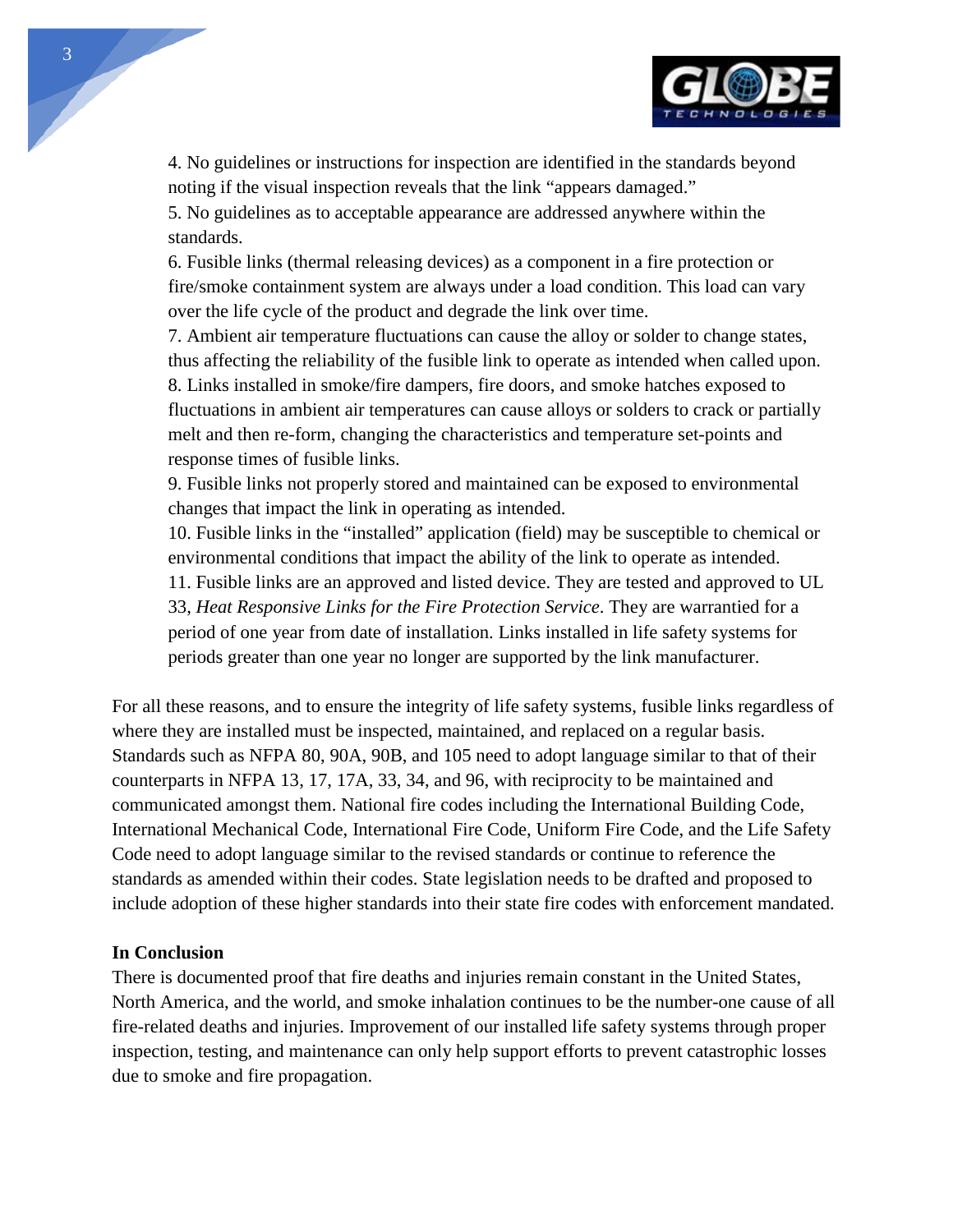4. No guidelines or instructions for inspection are identified in the standards beyond noting if the visual inspection reveals that the link "appears damaged."
5. No guidelines as to acceptable appearance are addressed anywhere within the standards.
6. Fusible links (thermal releasing devices) as a component in a fire protection or fire/smoke containment system are always under a load condition. This load can vary over the life cycle of the product and degrade the link over time.
7. Ambient air temperature fluctuations can cause the alloy or solder to change states, thus affecting the reliability of the fusible link to operate as intended when called upon.
8. Links installed in smoke/fire dampers, fire doors, and smoke hatches exposed to fluctuations in ambient air temperatures can cause alloys or solders to crack or partially melt and then re-form, changing the characteristics and temperature set-points and response times of fusible links.
9. Fusible links not properly stored and maintained can be exposed to environmental changes that impact the link in operating as intended.
10. Fusible links in the "installed" application (field) may be susceptible to chemical or environmental conditions that impact the ability of the link to operate as intended.
11. Fusible links are an approved and listed device. They are tested and approved to UL 33, *Heat Responsive Links for the Fire Protection Service*. They are warrantied for a period of one year from date of installation. Links installed in life safety systems for periods greater than one year no longer are supported by the link manufacturer.

For all these reasons, and to ensure the integrity of life safety systems, fusible links regardless of where they are installed must be inspected, maintained, and replaced on a regular basis. Standards such as NFPA 80, 90A, 90B, and 105 need to adopt language similar to that of their counterparts in NFPA 13, 17, 17A, 33, 34, and 96, with reciprocity to be maintained and communicated amongst them. National fire codes including the International Building Code, International Mechanical Code, International Fire Code, Uniform Fire Code, and the Life Safety Code need to adopt language similar to the revised standards or continue to reference the standards as amended within their codes. State legislation needs to be drafted and proposed to include adoption of these higher standards into their state fire codes with enforcement mandated.

**In Conclusion**

There is documented proof that fire deaths and injuries remain constant in the United States, North America, and the world, and smoke inhalation continues to be the number-one cause of all fire-related deaths and injuries. Improvement of our installed life safety systems through proper inspection, testing, and maintenance can only help support efforts to prevent catastrophic losses due to smoke and fire propagation.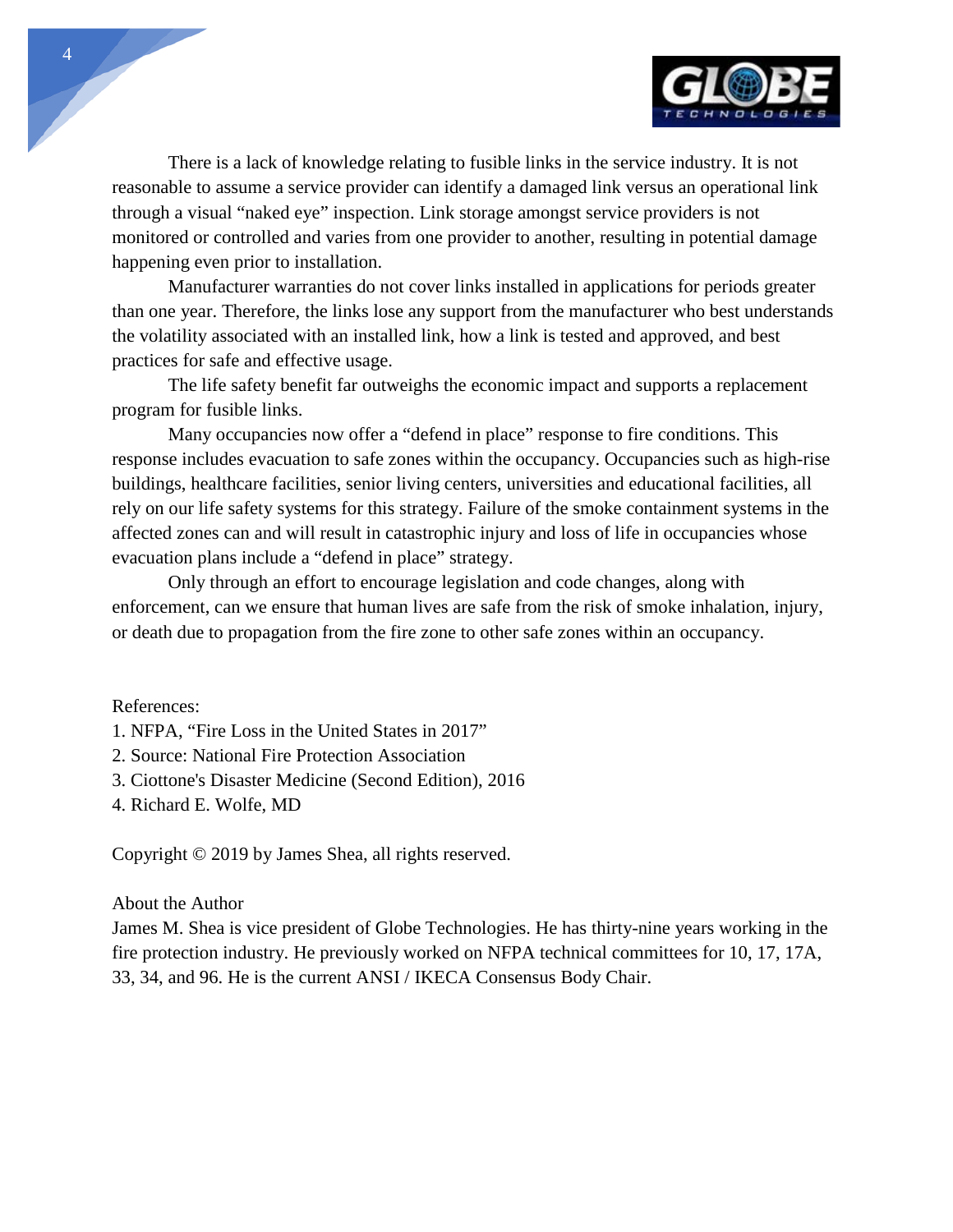There is a lack of knowledge relating to fusible links in the service industry. It is not reasonable to assume a service provider can identify a damaged link versus an operational link through a visual "naked eye" inspection. Link storage amongst service providers is not monitored or controlled and varies from one provider to another, resulting in potential damage happening even prior to installation.

Manufacturer warranties do not cover links installed in applications for periods greater than one year. Therefore, the links lose any support from the manufacturer who best understands the volatility associated with an installed link, how a link is tested and approved, and best practices for safe and effective usage.

The life safety benefit far outweighs the economic impact and supports a replacement program for fusible links.

Many occupancies now offer a "defend in place" response to fire conditions. This response includes evacuation to safe zones within the occupancy. Occupancies such as high-rise buildings, healthcare facilities, senior living centers, universities and educational facilities, all rely on our life safety systems for this strategy. Failure of the smoke containment systems in the affected zones can and will result in catastrophic injury and loss of life in occupancies whose evacuation plans include a "defend in place" strategy.

Only through an effort to encourage legislation and code changes, along with enforcement, can we ensure that human lives are safe from the risk of smoke inhalation, injury, or death due to propagation from the fire zone to other safe zones within an occupancy.

References:

1. NFPA, "Fire Loss in the United States in 2017"
2. Source: National Fire Protection Association
3. Ciottone's Disaster Medicine (Second Edition), 2016
4. Richard E. Wolfe, MD

Copyright © 2019 by James Shea, all rights reserved.

About the Author

James M. Shea is vice president of Globe Technologies. He has thirty-nine years working in the fire protection industry. He previously worked on NFPA technical committees for 10, 17, 17A, 33, 34, and 96. He is the current ANSI / IKECA Consensus Body Chair.